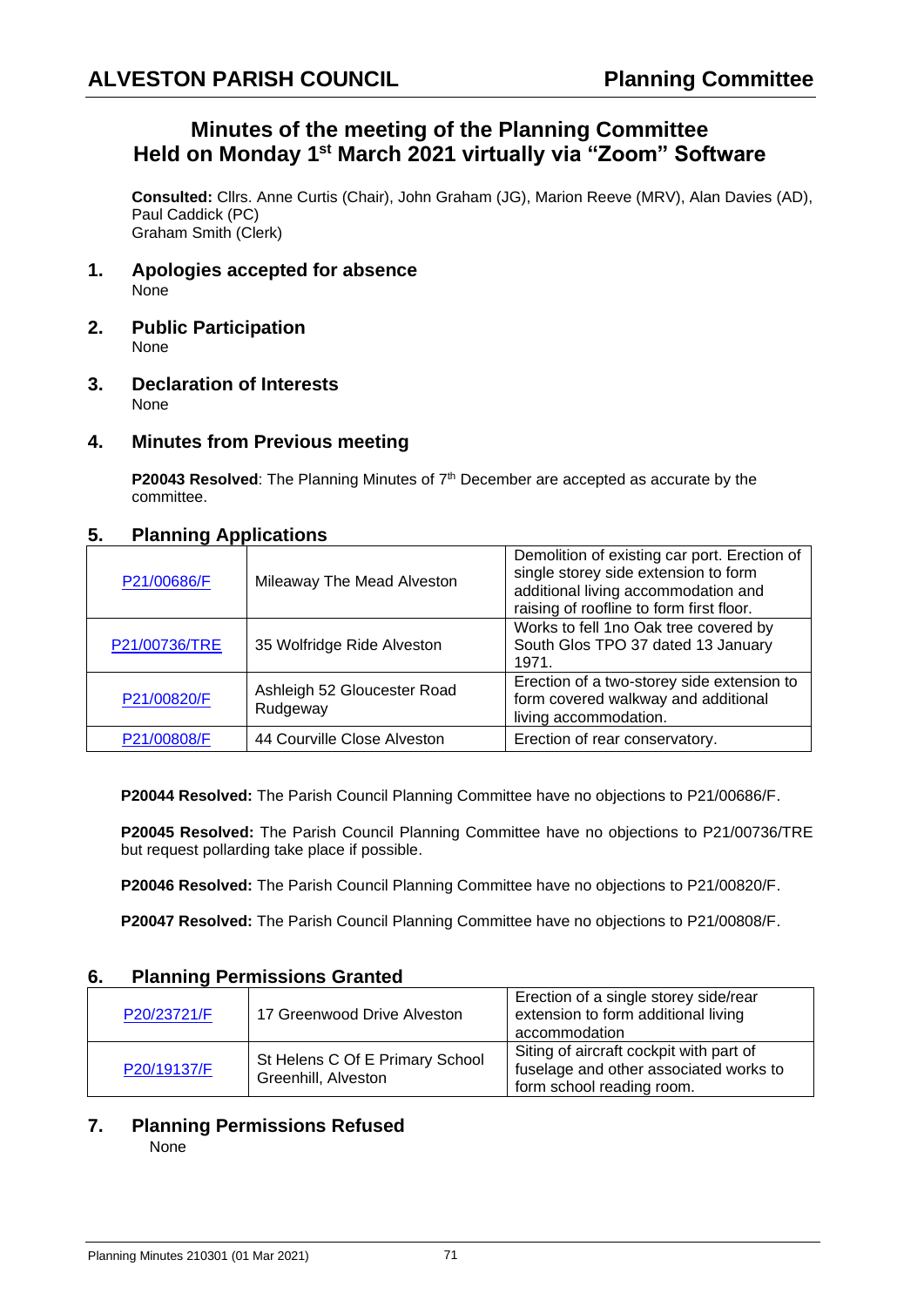ALVESTON PARISH COUNCIL — Planning Committee

# Minutes of the meeting of the Planning Committee Held on Monday 1st March 2021 virtually via "Zoom" Software

**Consulted:** Cllrs. Anne Curtis (Chair), John Graham (JG), Marion Reeve (MRV), Alan Davies (AD), Paul Caddick (PC)
Graham Smith (Clerk)

## 1. Apologies accepted for absence

None

## 2. Public Participation

None

## 3. Declaration of Interests

None

## 4. Minutes from Previous meeting

**P20043 Resolved**: The Planning Minutes of 7th December are accepted as accurate by the committee.

## 5. Planning Applications

| | | |
|---|---|---|
| P21/00686/F | Mileaway The Mead Alveston | Demolition of existing car port. Erection of single storey side extension to form additional living accommodation and raising of roofline to form first floor. |
| P21/00736/TRE | 35 Wolfridge Ride Alveston | Works to fell 1no Oak tree covered by South Glos TPO 37 dated 13 January 1971. |
| P21/00820/F | Ashleigh 52 Gloucester Road Rudgeway | Erection of a two-storey side extension to form covered walkway and additional living accommodation. |
| P21/00808/F | 44 Courville Close Alveston | Erection of rear conservatory. |

**P20044 Resolved:** The Parish Council Planning Committee have no objections to P21/00686/F.

**P20045 Resolved:** The Parish Council Planning Committee have no objections to P21/00736/TRE but request pollarding take place if possible.

**P20046 Resolved:** The Parish Council Planning Committee have no objections to P21/00820/F.

**P20047 Resolved:** The Parish Council Planning Committee have no objections to P21/00808/F.

## 6. Planning Permissions Granted

| | | |
|---|---|---|
| P20/23721/F | 17 Greenwood Drive Alveston | Erection of a single storey side/rear extension to form additional living accommodation |
| P20/19137/F | St Helens C Of E Primary School Greenhill, Alveston | Siting of aircraft cockpit with part of fuselage and other associated works to form school reading room. |

## 7. Planning Permissions Refused

None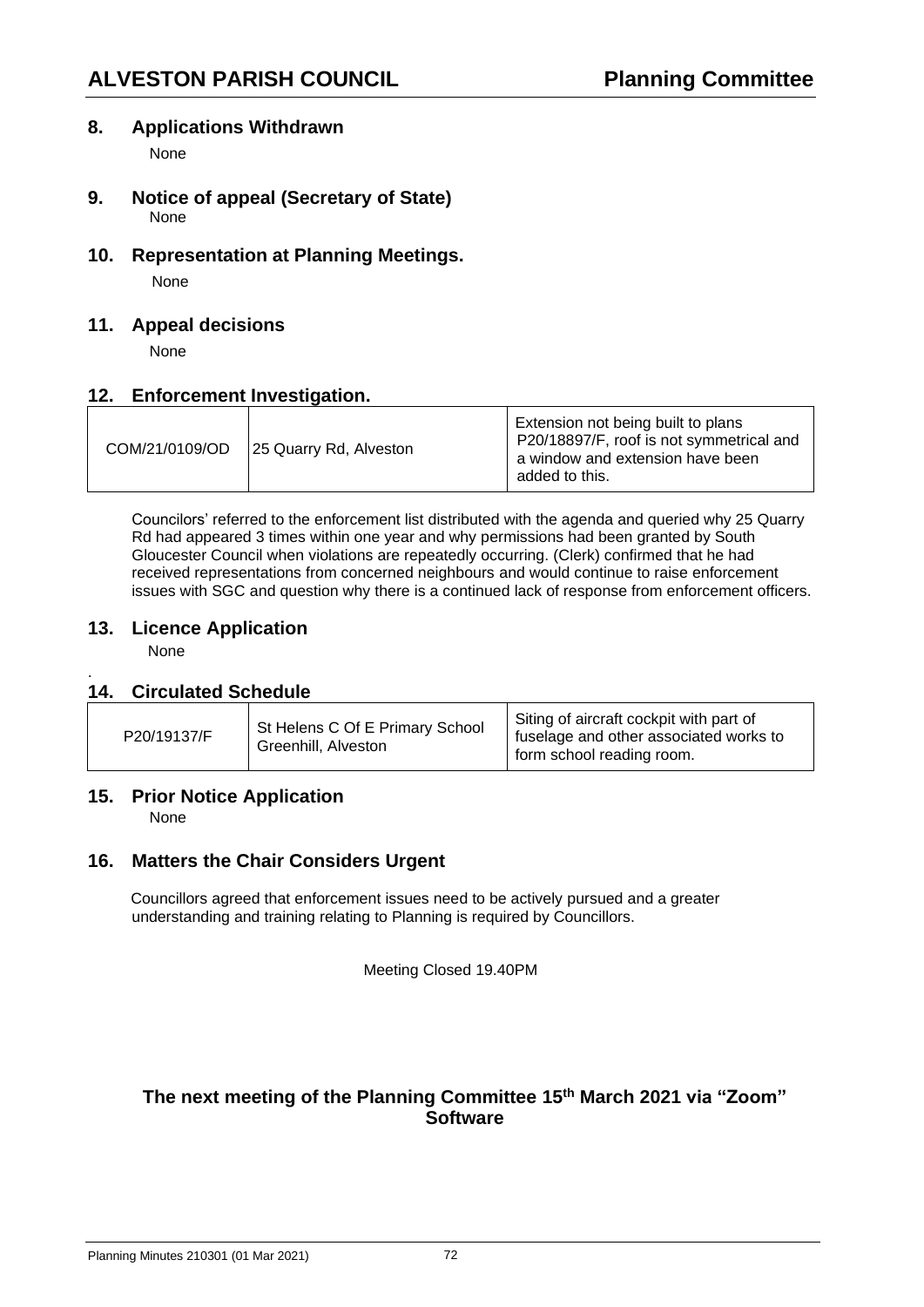## 8. Applications Withdrawn

None

## 9. Notice of appeal (Secretary of State)

None

## 10. Representation at Planning Meetings.

None

## 11. Appeal decisions

None

## 12. Enforcement Investigation.

| | | |
|---|---|---|
| COM/21/0109/OD | 25 Quarry Rd, Alveston | Extension not being built to plans P20/18897/F, roof is not symmetrical and a window and extension have been added to this. |

Councilors' referred to the enforcement list distributed with the agenda and queried why 25 Quarry Rd had appeared 3 times within one year and why permissions had been granted by South Gloucester Council when violations are repeatedly occurring. (Clerk) confirmed that he had received representations from concerned neighbours and would continue to raise enforcement issues with SGC and question why there is a continued lack of response from enforcement officers.

## 13. Licence Application

None

## 14. Circulated Schedule

| | | |
|---|---|---|
| P20/19137/F | St Helens C Of E Primary School Greenhill, Alveston | Siting of aircraft cockpit with part of fuselage and other associated works to form school reading room. |

## 15. Prior Notice Application

None

## 16. Matters the Chair Considers Urgent

Councillors agreed that enforcement issues need to be actively pursued and a greater understanding and training relating to Planning is required by Councillors.

Meeting Closed 19.40PM

**The next meeting of the Planning Committee 15th March 2021 via "Zoom" Software**